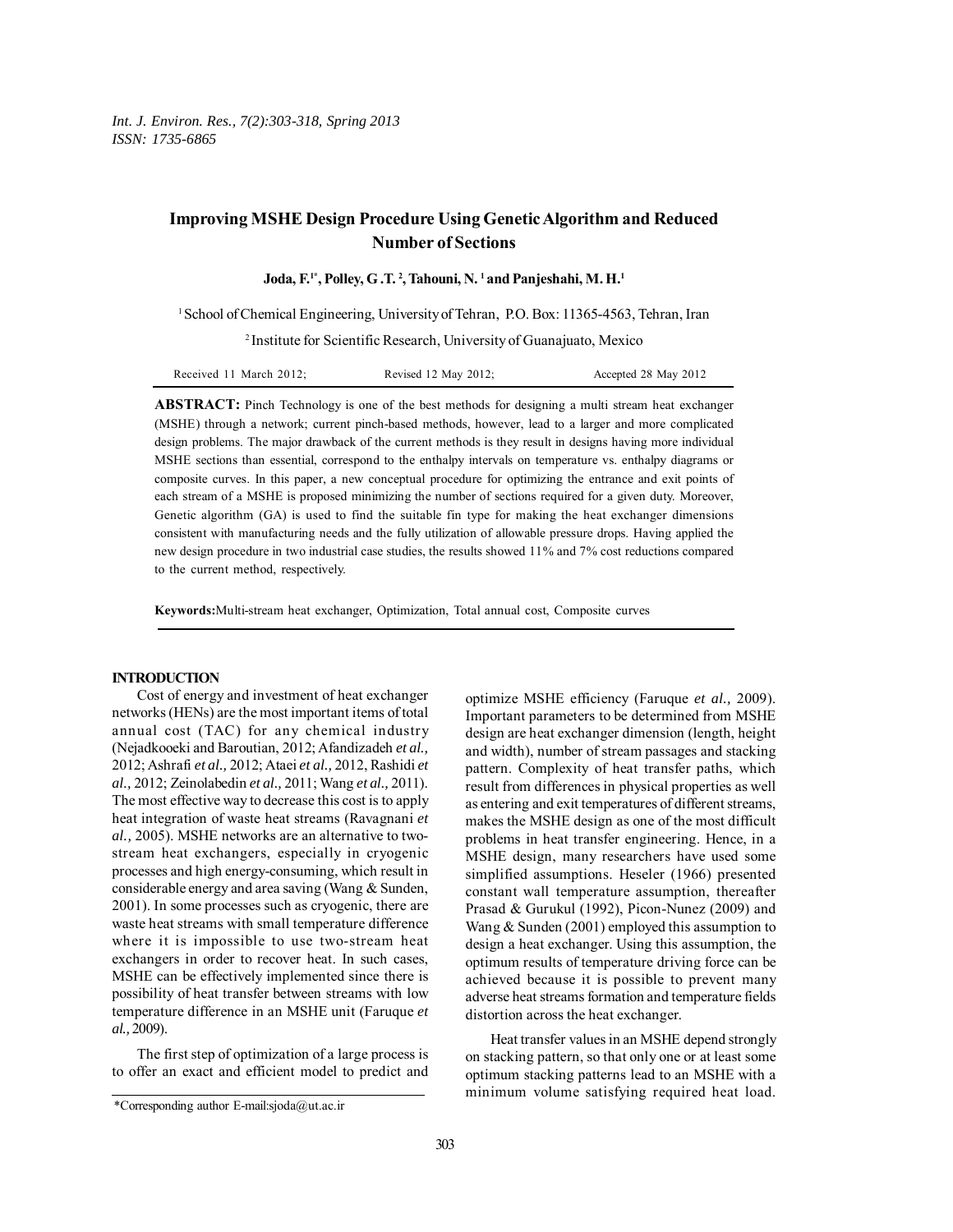# Improving MSHE Design Procedure Using Genetic Algorithm and Reduced Number of Sections

**Joda, F.[1*], Polley, G .T. [2], Tahouni, N. [1] and Panjeshahi, M. H.[1]**

[1] School of Chemical Engineering, University of Tehran, P.O. Box: 11365-4563, Tehran, Iran

[2] Institute for Scientific Research, University of Guanajuato, Mexico

Received 11 March 2012; Revised 12 May 2012; Accepted 28 May 2012

**ABSTRACT:** Pinch Technology is one of the best methods for designing a multi stream heat exchanger (MSHE) through a network; current pinch-based methods, however, lead to a larger and more complicated design problems. The major drawback of the current methods is they result in designs having more individual MSHE sections than essential, correspond to the enthalpy intervals on temperature vs. enthalpy diagrams or composite curves. In this paper, a new conceptual procedure for optimizing the entrance and exit points of each stream of a MSHE is proposed minimizing the number of sections required for a given duty. Moreover, Genetic algorithm (GA) is used to find the suitable fin type for making the heat exchanger dimensions consistent with manufacturing needs and the fully utilization of allowable pressure drops. Having applied the new design procedure in two industrial case studies, the results showed 11% and 7% cost reductions compared to the current method, respectively.

**Keywords:** Multi-stream heat exchanger, Optimization, Total annual cost, Composite curves

## INTRODUCTION

Cost of energy and investment of heat exchanger networks (HENs) are the most important items of total annual cost (TAC) for any chemical industry (Nejadkooeki and Baroutian, 2012; Afandizadeh *et al.,* 2012; Ashrafi *et al.,* 2012; Ataei *et al.,* 2012, Rashidi *et al.,* 2012; Zeinolabedin *et al.,* 2011; Wang *et al.,* 2011). The most effective way to decrease this cost is to apply heat integration of waste heat streams (Ravagnani *et al.,* 2005). MSHE networks are an alternative to two-stream heat exchangers, especially in cryogenic processes and high energy-consuming, which result in considerable energy and area saving (Wang & Sunden, 2001). In some processes such as cryogenic, there are waste heat streams with small temperature difference where it is impossible to use two-stream heat exchangers in order to recover heat. In such cases, MSHE can be effectively implemented since there is possibility of heat transfer between streams with low temperature difference in an MSHE unit (Faruque *et al.,* 2009).

The first step of optimization of a large process is to offer an exact and efficient model to predict and optimize MSHE efficiency (Faruque *et al.,* 2009). Important parameters to be determined from MSHE design are heat exchanger dimension (length, height and width), number of stream passages and stacking pattern. Complexity of heat transfer paths, which result from differences in physical properties as well as entering and exit temperatures of different streams, makes the MSHE design as one of the most difficult problems in heat transfer engineering. Hence, in a MSHE design, many researchers have used some simplified assumptions. Heseler (1966) presented constant wall temperature assumption, thereafter Prasad & Gurukul (1992), Picon-Nunez (2009) and Wang & Sunden (2001) employed this assumption to design a heat exchanger. Using this assumption, the optimum results of temperature driving force can be achieved because it is possible to prevent many adverse heat streams formation and temperature fields distortion across the heat exchanger.

Heat transfer values in an MSHE depend strongly on stacking pattern, so that only one or at least some optimum stacking patterns lead to an MSHE with a minimum volume satisfying required heat load.

*Corresponding author E-mail:sjoda@ut.ac.ir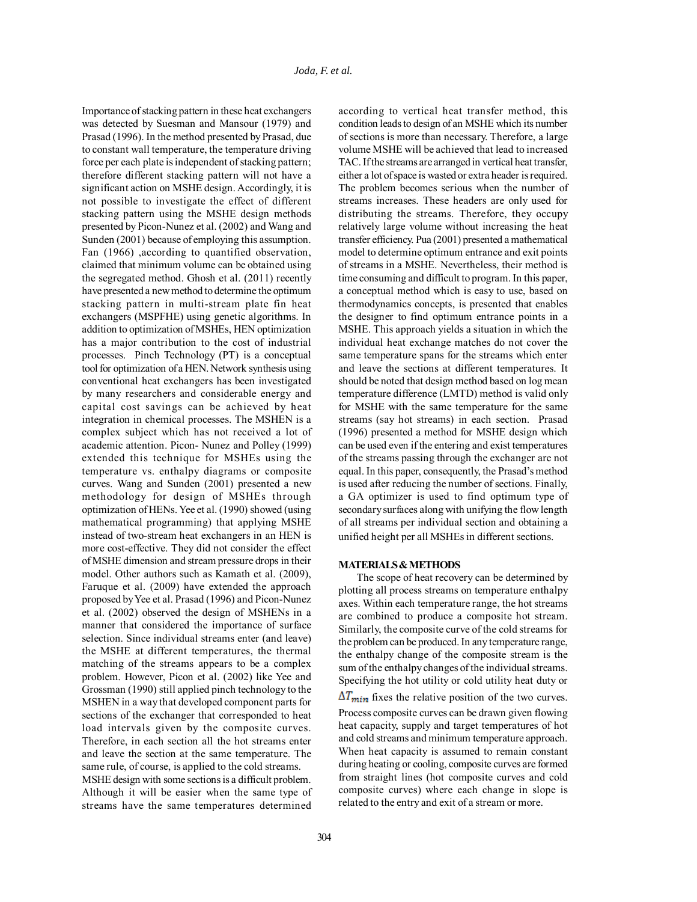Importance of stacking pattern in these heat exchangers was detected by Suesman and Mansour (1979) and Prasad (1996). In the method presented by Prasad, due to constant wall temperature, the temperature driving force per each plate is independent of stacking pattern; therefore different stacking pattern will not have a significant action on MSHE design. Accordingly, it is not possible to investigate the effect of different stacking pattern using the MSHE design methods presented by Picon-Nunez et al. (2002) and Wang and Sunden (2001) because of employing this assumption. Fan (1966) ,according to quantified observation, claimed that minimum volume can be obtained using the segregated method. Ghosh et al. (2011) recently have presented a new method to determine the optimum stacking pattern in multi-stream plate fin heat exchangers (MSPFHE) using genetic algorithms. In addition to optimization of MSHEs, HEN optimization has a major contribution to the cost of industrial processes. Pinch Technology (PT) is a conceptual tool for optimization of a HEN. Network synthesis using conventional heat exchangers has been investigated by many researchers and considerable energy and capital cost savings can be achieved by heat integration in chemical processes. The MSHEN is a complex subject which has not received a lot of academic attention. Picon- Nunez and Polley (1999) extended this technique for MSHEs using the temperature vs. enthalpy diagrams or composite curves. Wang and Sunden (2001) presented a new methodology for design of MSHEs through optimization of HENs. Yee et al. (1990) showed (using mathematical programming) that applying MSHE instead of two-stream heat exchangers in an HEN is more cost-effective. They did not consider the effect of MSHE dimension and stream pressure drops in their model. Other authors such as Kamath et al. (2009), Faruque et al. (2009) have extended the approach proposed by Yee et al. Prasad (1996) and Picon-Nunez et al. (2002) observed the design of MSHENs in a manner that considered the importance of surface selection. Since individual streams enter (and leave) the MSHE at different temperatures, the thermal matching of the streams appears to be a complex problem. However, Picon et al. (2002) like Yee and Grossman (1990) still applied pinch technology to the MSHEN in a way that developed component parts for sections of the exchanger that corresponded to heat load intervals given by the composite curves. Therefore, in each section all the hot streams enter and leave the section at the same temperature. The same rule, of course, is applied to the cold streams.

MSHE design with some sections is a difficult problem. Although it will be easier when the same type of streams have the same temperatures determined according to vertical heat transfer method, this condition leads to design of an MSHE which its number of sections is more than necessary. Therefore, a large volume MSHE will be achieved that lead to increased TAC. If the streams are arranged in vertical heat transfer, either a lot of space is wasted or extra header is required. The problem becomes serious when the number of streams increases. These headers are only used for distributing the streams. Therefore, they occupy relatively large volume without increasing the heat transfer efficiency. Pua (2001) presented a mathematical model to determine optimum entrance and exit points of streams in a MSHE. Nevertheless, their method is time consuming and difficult to program. In this paper, a conceptual method which is easy to use, based on thermodynamics concepts, is presented that enables the designer to find optimum entrance points in a MSHE. This approach yields a situation in which the individual heat exchange matches do not cover the same temperature spans for the streams which enter and leave the sections at different temperatures. It should be noted that design method based on log mean temperature difference (LMTD) method is valid only for MSHE with the same temperature for the same streams (say hot streams) in each section. Prasad (1996) presented a method for MSHE design which can be used even if the entering and exist temperatures of the streams passing through the exchanger are not equal. In this paper, consequently, the Prasad's method is used after reducing the number of sections. Finally, a GA optimizer is used to find optimum type of secondary surfaces along with unifying the flow length of all streams per individual section and obtaining a unified height per all MSHEs in different sections.

## MATERIALS & METHODS

The scope of heat recovery can be determined by plotting all process streams on temperature enthalpy axes. Within each temperature range, the hot streams are combined to produce a composite hot stream. Similarly, the composite curve of the cold streams for the problem can be produced. In any temperature range, the enthalpy change of the composite stream is the sum of the enthalpy changes of the individual streams. Specifying the hot utility or cold utility heat duty or $\Delta T_{min}$ fixes the relative position of the two curves. Process composite curves can be drawn given flowing heat capacity, supply and target temperatures of hot and cold streams and minimum temperature approach. When heat capacity is assumed to remain constant during heating or cooling, composite curves are formed from straight lines (hot composite curves and cold composite curves) where each change in slope is related to the entry and exit of a stream or more.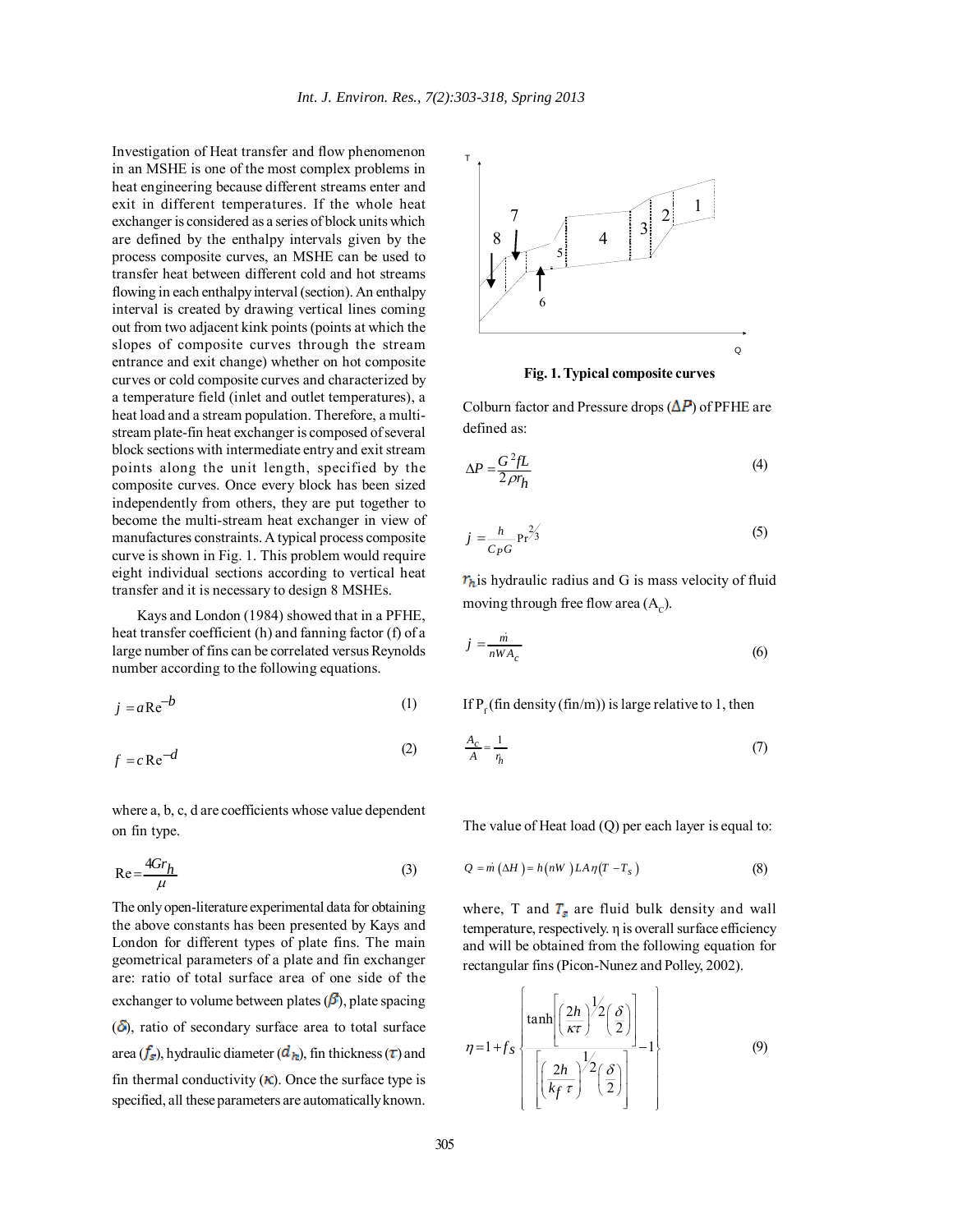Investigation of Heat transfer and flow phenomenon in an MSHE is one of the most complex problems in heat engineering because different streams enter and exit in different temperatures. If the whole heat exchanger is considered as a series of block units which are defined by the enthalpy intervals given by the process composite curves, an MSHE can be used to transfer heat between different cold and hot streams flowing in each enthalpy interval (section). An enthalpy interval is created by drawing vertical lines coming out from two adjacent kink points (points at which the slopes of composite curves through the stream entrance and exit change) whether on hot composite curves or cold composite curves and characterized by a temperature field (inlet and outlet temperatures), a heat load and a stream population. Therefore, a multi-stream plate-fin heat exchanger is composed of several block sections with intermediate entry and exit stream points along the unit length, specified by the composite curves. Once every block has been sized independently from others, they are put together to become the multi-stream heat exchanger in view of manufactures constraints. A typical process composite curve is shown in Fig. 1. This problem would require eight individual sections according to vertical heat transfer and it is necessary to design 8 MSHEs.

Kays and London (1984) showed that in a PFHE, heat transfer coefficient (h) and fanning factor (f) of a large number of fins can be correlated versus Reynolds number according to the following equations.

$$j = a\mathrm{Re}^{-b} \tag{1}$$

$$f = c\,\mathrm{Re}^{-d} \tag{2}$$

where a, b, c, d are coefficients whose value dependent on fin type.

$$\mathrm{Re} = \frac{4Gr_h}{\mu} \tag{3}$$

The only open-literature experimental data for obtaining the above constants has been presented by Kays and London for different types of plate fins. The main geometrical parameters of a plate and fin exchanger are: ratio of total surface area of one side of the exchanger to volume between plates ($\beta$), plate spacing ($\delta$), ratio of secondary surface area to total surface area ($f_s$), hydraulic diameter ($d_h$), fin thickness ($\tau$) and fin thermal conductivity ($\kappa$). Once the surface type is specified, all these parameters are automatically known.

Fig. 1. Typical composite curves

Colburn factor and Pressure drops ($\Delta P$) of PFHE are defined as:

$$\Delta P = \frac{G^2 fL}{2\rho r_h} \tag{4}$$

$$j = \frac{h}{C_P G}\mathrm{Pr}^{2/3} \tag{5}$$

$r_h$ is hydraulic radius and G is mass velocity of fluid moving through free flow area ($A_c$).

$$j = \frac{\dot{m}}{nWA_c} \tag{6}$$

If $P_f$ (fin density (fin/m)) is large relative to 1, then

$$\frac{A_c}{A} = \frac{1}{r_h} \tag{7}$$

The value of Heat load (Q) per each layer is equal to:

$$Q = \dot{m}\,(\Delta H) = h(nW)LA\eta(T - T_S) \tag{8}$$

where, T and $T_s$ are fluid bulk density and wall temperature, respectively. η is overall surface efficiency and will be obtained from the following equation for rectangular fins (Picon-Nunez and Polley, 2002).

$$\eta = 1 + f_S\left\{\frac{\tanh\left[\left(\frac{2h}{\kappa\tau}\right)^{1/2}\left(\frac{\delta}{2}\right)\right]}{\left[\left(\frac{2h}{k_f\,\tau}\right)^{1/2}\left(\frac{\delta}{2}\right)\right]} - 1\right\} \tag{9}$$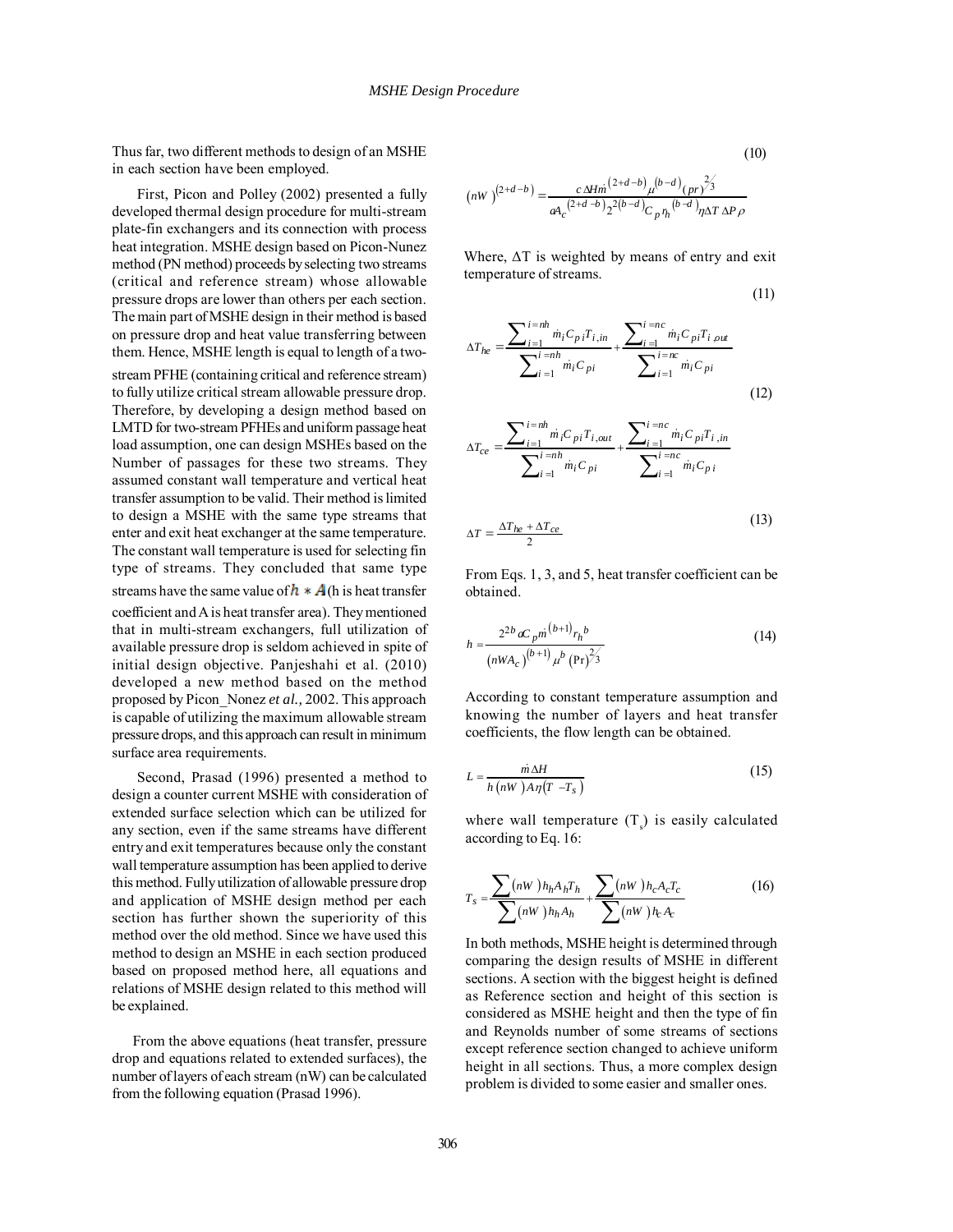Thus far, two different methods to design of an MSHE in each section have been employed.

First, Picon and Polley (2002) presented a fully developed thermal design procedure for multi-stream plate-fin exchangers and its connection with process heat integration. MSHE design based on Picon-Nunez method (PN method) proceeds by selecting two streams (critical and reference stream) whose allowable pressure drops are lower than others per each section. The main part of MSHE design in their method is based on pressure drop and heat value transferring between them. Hence, MSHE length is equal to length of a two-stream PFHE (containing critical and reference stream) to fully utilize critical stream allowable pressure drop. Therefore, by developing a design method based on LMTD for two-stream PFHEs and uniform passage heat load assumption, one can design MSHEs based on the Number of passages for these two streams. They assumed constant wall temperature and vertical heat transfer assumption to be valid. Their method is limited to design a MSHE with the same type streams that enter and exit heat exchanger at the same temperature. The constant wall temperature is used for selecting fin type of streams. They concluded that same type streams have the same value of $h * A$ (h is heat transfer coefficient and A is heat transfer area). They mentioned that in multi-stream exchangers, full utilization of available pressure drop is seldom achieved in spite of initial design objective. Panjeshahi et al. (2010) developed a new method based on the method proposed by Picon_Nonez *et al.,* 2002. This approach is capable of utilizing the maximum allowable stream pressure drops, and this approach can result in minimum surface area requirements.

Second, Prasad (1996) presented a method to design a counter current MSHE with consideration of extended surface selection which can be utilized for any section, even if the same streams have different entry and exit temperatures because only the constant wall temperature assumption has been applied to derive this method. Fully utilization of allowable pressure drop and application of MSHE design method per each section has further shown the superiority of this method over the old method. Since we have used this method to design an MSHE in each section produced based on proposed method here, all equations and relations of MSHE design related to this method will be explained.

From the above equations (heat transfer, pressure drop and equations related to extended surfaces), the number of layers of each stream (nW) can be calculated from the following equation (Prasad 1996).

$$(nW)^{(2+d-b)} = \frac{c\,\Delta H \dot{m}^{(2+d-b)} \mu^{(b-d)} (pr)^{2/3}}{a A_c^{(2+d-b)} 2^{2(b-d)} C_p r_h^{(b-d)} \eta \Delta T \Delta P \rho} \tag{10}$$

Where, ΔT is weighted by means of entry and exit temperature of streams.

$$\Delta T_{he} = \frac{\sum_{i=1}^{i=nh} \dot{m}_i C_{pi} T_{i,in}}{\sum_{i=1}^{i=nh} \dot{m}_i C_{pi}} + \frac{\sum_{i=1}^{i=nc} \dot{m}_i C_{pi} T_{i,out}}{\sum_{i=1}^{i=nc} \dot{m}_i C_{pi}} \tag{11}$$

$$\Delta T_{ce} = \frac{\sum_{i=1}^{i=nh} \dot{m}_i C_{pi} T_{i,out}}{\sum_{i=1}^{i=nh} \dot{m}_i C_{pi}} + \frac{\sum_{i=1}^{i=nc} \dot{m}_i C_{pi} T_{i,in}}{\sum_{i=1}^{i=nc} \dot{m}_i C_{pi}} \tag{12}$$

$$\Delta T = \frac{\Delta T_{he} + \Delta T_{ce}}{2} \tag{13}$$

From Eqs. 1, 3, and 5, heat transfer coefficient can be obtained.

$$h = \frac{2^{2b} a C_p \dot{m}^{(b+1)} r_h^{\,b}}{(nWA_c)^{(b+1)} \mu^b (\Pr)^{2/3}} \tag{14}$$

According to constant temperature assumption and knowing the number of layers and heat transfer coefficients, the flow length can be obtained.

$$L = \frac{\dot{m}\Delta H}{h(nW)A\eta(T - T_s)} \tag{15}$$

where wall temperature ($T_s$) is easily calculated according to Eq. 16:

$$T_s = \frac{\sum (nW) h_h A_h T_h}{\sum (nW) h_h A_h} + \frac{\sum (nW) h_c A_c T_c}{\sum (nW) h_c A_c} \tag{16}$$

In both methods, MSHE height is determined through comparing the design results of MSHE in different sections. A section with the biggest height is defined as Reference section and height of this section is considered as MSHE height and then the type of fin and Reynolds number of some streams of sections except reference section changed to achieve uniform height in all sections. Thus, a more complex design problem is divided to some easier and smaller ones.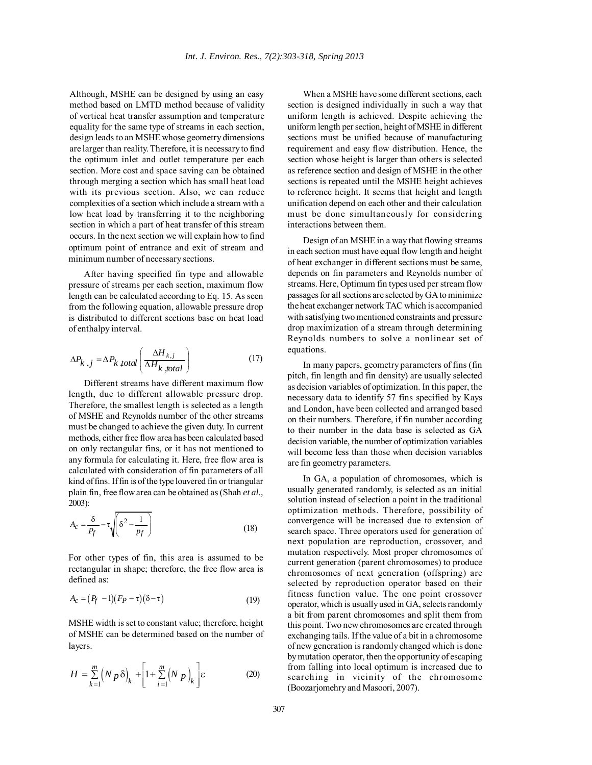Although, MSHE can be designed by using an easy method based on LMTD method because of validity of vertical heat transfer assumption and temperature equality for the same type of streams in each section, design leads to an MSHE whose geometry dimensions are larger than reality. Therefore, it is necessary to find the optimum inlet and outlet temperature per each section. More cost and space saving can be obtained through merging a section which has small heat load with its previous section. Also, we can reduce complexities of a section which include a stream with a low heat load by transferring it to the neighboring section in which a part of heat transfer of this stream occurs. In the next section we will explain how to find optimum point of entrance and exit of stream and minimum number of necessary sections.

After having specified fin type and allowable pressure of streams per each section, maximum flow length can be calculated according to Eq. 15. As seen from the following equation, allowable pressure drop is distributed to different sections base on heat load of enthalpy interval.

$$\Delta P_{k,j} = \Delta P_{k,total} \left( \frac{\Delta H_{k,j}}{\Delta H_{k,total}} \right) \tag{17}$$

Different streams have different maximum flow length, due to different allowable pressure drop. Therefore, the smallest length is selected as a length of MSHE and Reynolds number of the other streams must be changed to achieve the given duty. In current methods, either free flow area has been calculated based on only rectangular fins, or it has not mentioned to any formula for calculating it. Here, free flow area is calculated with consideration of fin parameters of all kind of fins. If fin is of the type louvered fin or triangular plain fin, free flow area can be obtained as (Shah *et al.,* 2003):

$$A_c = \frac{\delta}{P_f} - \tau \sqrt{\left( \delta^2 - \frac{1}{p_f} \right)} \tag{18}$$

For other types of fin, this area is assumed to be rectangular in shape; therefore, the free flow area is defined as:

$$A_c = \left( P_f - 1 \right) \left( F_P - \tau \right) \left( \delta - \tau \right) \tag{19}$$

MSHE width is set to constant value; therefore, height of MSHE can be determined based on the number of layers.

$$H = \sum_{k=1}^{m} \left( N p \delta \right)_k + \left[ 1 + \sum_{i=1}^{m} \left( N p \right)_k \right] \varepsilon \tag{20}$$

When a MSHE have some different sections, each section is designed individually in such a way that uniform length is achieved. Despite achieving the uniform length per section, height of MSHE in different sections must be unified because of manufacturing requirement and easy flow distribution. Hence, the section whose height is larger than others is selected as reference section and design of MSHE in the other sections is repeated until the MSHE height achieves to reference height. It seems that height and length unification depend on each other and their calculation must be done simultaneously for considering interactions between them.

Design of an MSHE in a way that flowing streams in each section must have equal flow length and height of heat exchanger in different sections must be same, depends on fin parameters and Reynolds number of streams. Here, Optimum fin types used per stream flow passages for all sections are selected by GA to minimize the heat exchanger network TAC which is accompanied with satisfying two mentioned constraints and pressure drop maximization of a stream through determining Reynolds numbers to solve a nonlinear set of equations.

In many papers, geometry parameters of fins (fin pitch, fin length and fin density) are usually selected as decision variables of optimization. In this paper, the necessary data to identify 57 fins specified by Kays and London, have been collected and arranged based on their numbers. Therefore, if fin number according to their number in the data base is selected as GA decision variable, the number of optimization variables will become less than those when decision variables are fin geometry parameters.

In GA, a population of chromosomes, which is usually generated randomly, is selected as an initial solution instead of selection a point in the traditional optimization methods. Therefore, possibility of convergence will be increased due to extension of search space. Three operators used for generation of next population are reproduction, crossover, and mutation respectively. Most proper chromosomes of current generation (parent chromosomes) to produce chromosomes of next generation (offspring) are selected by reproduction operator based on their fitness function value. The one point crossover operator, which is usually used in GA, selects randomly a bit from parent chromosomes and split them from this point. Two new chromosomes are created through exchanging tails. If the value of a bit in a chromosome of new generation is randomly changed which is done by mutation operator, then the opportunity of escaping from falling into local optimum is increased due to searching in vicinity of the chromosome (Boozarjomehry and Masoori, 2007).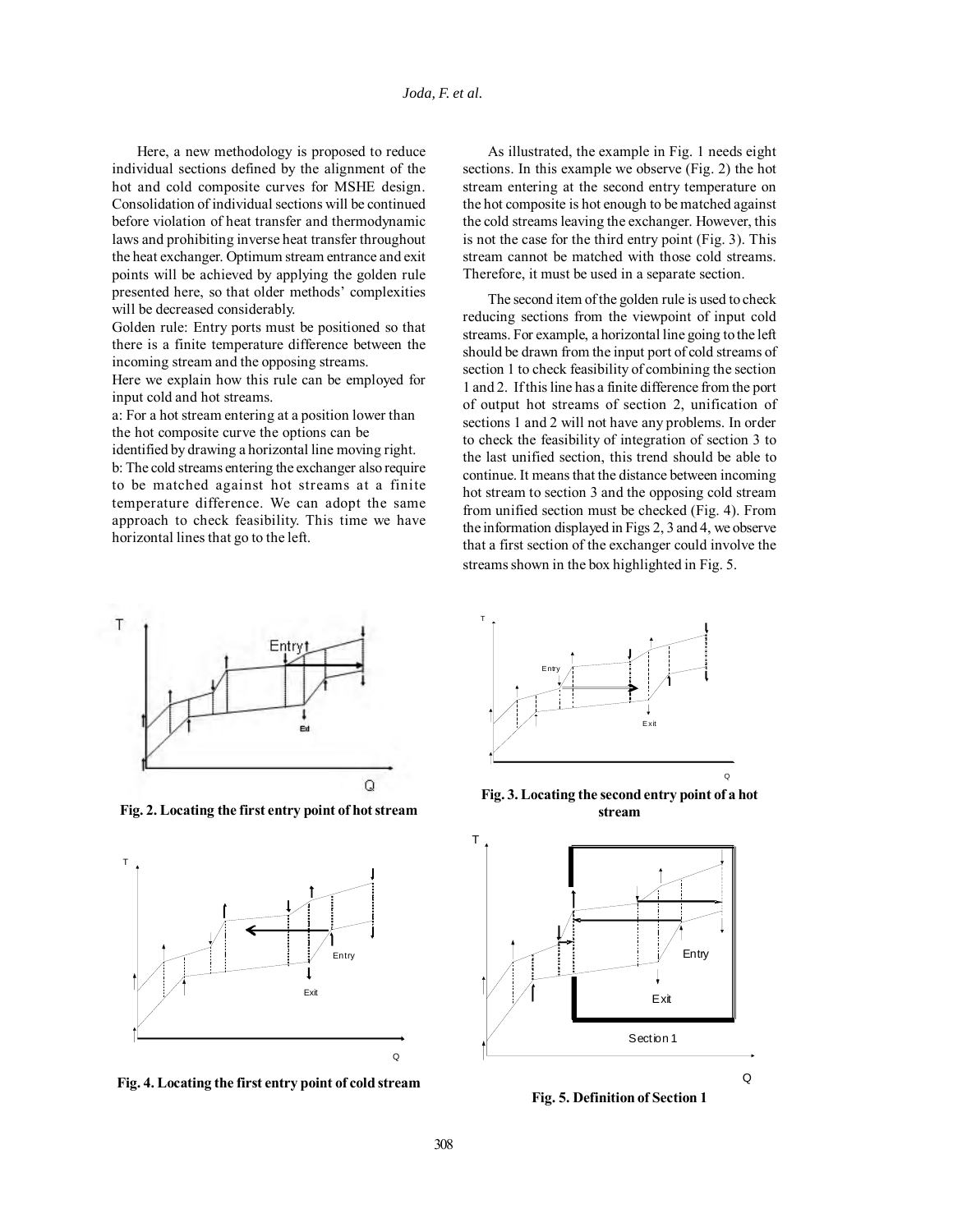Here, a new methodology is proposed to reduce individual sections defined by the alignment of the hot and cold composite curves for MSHE design. Consolidation of individual sections will be continued before violation of heat transfer and thermodynamic laws and prohibiting inverse heat transfer throughout the heat exchanger. Optimum stream entrance and exit points will be achieved by applying the golden rule presented here, so that older methods' complexities will be decreased considerably.

Golden rule: Entry ports must be positioned so that there is a finite temperature difference between the incoming stream and the opposing streams.

Here we explain how this rule can be employed for input cold and hot streams.

a: For a hot stream entering at a position lower than the hot composite curve the options can be identified by drawing a horizontal line moving right.

b: The cold streams entering the exchanger also require to be matched against hot streams at a finite temperature difference. We can adopt the same approach to check feasibility. This time we have horizontal lines that go to the left.

As illustrated, the example in Fig. 1 needs eight sections. In this example we observe (Fig. 2) the hot stream entering at the second entry temperature on the hot composite is hot enough to be matched against the cold streams leaving the exchanger. However, this is not the case for the third entry point (Fig. 3). This stream cannot be matched with those cold streams. Therefore, it must be used in a separate section.

The second item of the golden rule is used to check reducing sections from the viewpoint of input cold streams. For example, a horizontal line going to the left should be drawn from the input port of cold streams of section 1 to check feasibility of combining the section 1 and 2. If this line has a finite difference from the port of output hot streams of section 2, unification of sections 1 and 2 will not have any problems. In order to check the feasibility of integration of section 3 to the last unified section, this trend should be able to continue. It means that the distance between incoming hot stream to section 3 and the opposing cold stream from unified section must be checked (Fig. 4). From the information displayed in Figs 2, 3 and 4, we observe that a first section of the exchanger could involve the streams shown in the box highlighted in Fig. 5.

**Fig. 2. Locating the first entry point of hot stream**

**Fig. 3. Locating the second entry point of a hot stream**

**Fig. 4. Locating the first entry point of cold stream**

**Fig. 5. Definition of Section 1**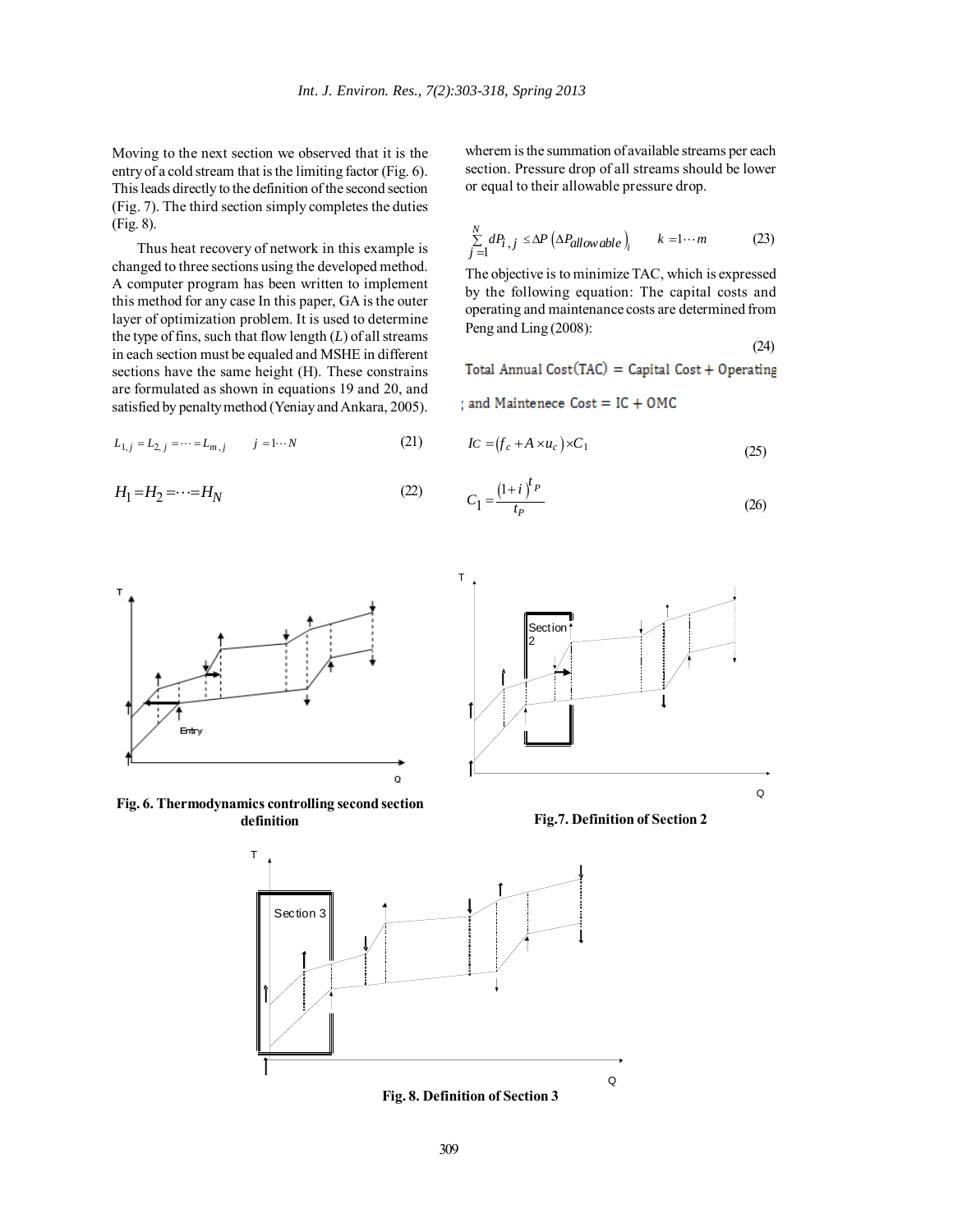Moving to the next section we observed that it is the entry of a cold stream that is the limiting factor (Fig. 6). This leads directly to the definition of the second section (Fig. 7). The third section simply completes the duties (Fig. 8).

Thus heat recovery of network in this example is changed to three sections using the developed method. A computer program has been written to implement this method for any case In this paper, GA is the outer layer of optimization problem. It is used to determine the type of fins, such that flow length ($L$) of all streams in each section must be equaled and MSHE in different sections have the same height (H). These constrains are formulated as shown in equations 19 and 20, and satisfied by penalty method (Yeniay and Ankara, 2005).

$$L_{1,j} = L_{2,j} = \cdots = L_{m,j} \qquad j = 1 \cdots N \tag{21}$$

$$H_1 = H_2 = \cdots = H_N \tag{22}$$

wherem is the summation of available streams per each section. Pressure drop of all streams should be lower or equal to their allowable pressure drop.

$$\sum_{j=1}^{N} dP_{i,j} \leq \Delta P \left(\Delta P_{allowable}\right)_i \qquad k = 1 \cdots m \tag{23}$$

The objective is to minimize TAC, which is expressed by the following equation: The capital costs and operating and maintenance costs are determined from Peng and Ling (2008):

$$\text{Total Annual Cost(TAC)} = \text{Capital Cost} + \text{Operating and Maintenece Cost} = \text{IC} + \text{OMC} \tag{24}$$

$$IC = \left(f_c + A \times u_c\right) \times C_1 \tag{25}$$

$$C_1 = \frac{\left(1+i\right)^{t_P}}{t_P} \tag{26}$$

Fig. 6. Thermodynamics controlling second section definition

Fig.7. Definition of Section 2

Fig. 8. Definition of Section 3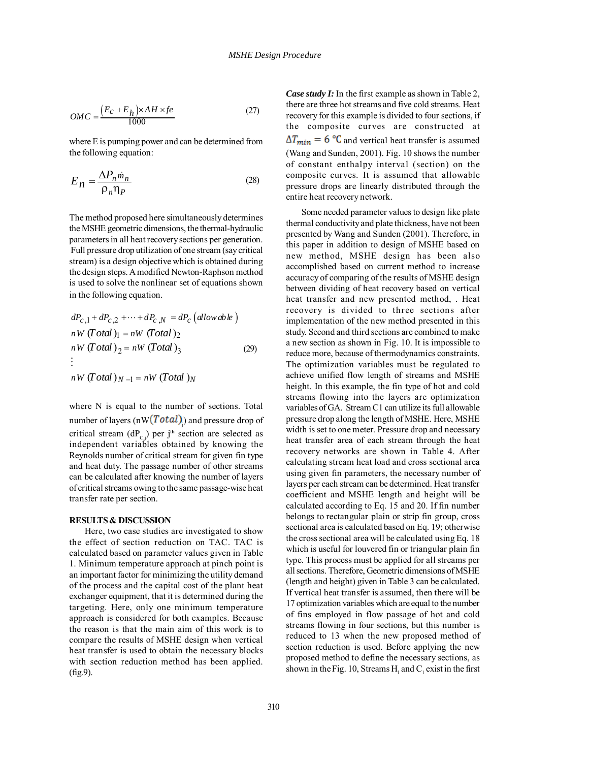$$OMC = \frac{(E_c + E_h) \times AH \times fe}{1000} \tag{27}$$

where E is pumping power and can be determined from the following equation:

$$E_n = \frac{\Delta P_n \dot{m}_n}{\rho_n \eta_P} \tag{28}$$

The method proposed here simultaneously determines the MSHE geometric dimensions, the thermal-hydraulic parameters in all heat recovery sections per generation. Full pressure drop utilization of one stream (say critical stream) is a design objective which is obtained during the design steps. A modified Newton-Raphson method is used to solve the nonlinear set of equations shown in the following equation.

$$\begin{aligned} & dP_{c,1} + dP_{c,2} + \cdots + dP_{c,N} = dP_c\,(allowable) \\ & nW\,(Total)_1 = nW\,(Total)_2 \\ & nW\,(Total)_2 = nW\,(Total)_3 \\ & \vdots \\ & nW\,(Total)_{N-1} = nW\,(Total)_N \end{aligned} \tag{29}$$

where N is equal to the number of sections. Total number of layers ($nW(Total)_j$) and pressure drop of critical stream ($dP_{C,j}$) per j[th] section are selected as independent variables obtained by knowing the Reynolds number of critical stream for given fin type and heat duty. The passage number of other streams can be calculated after knowing the number of layers of critical streams owing to the same passage-wise heat transfer rate per section.

## RESULTS & DISCUSSION

Here, two case studies are investigated to show the effect of section reduction on TAC. TAC is calculated based on parameter values given in Table 1. Minimum temperature approach at pinch point is an important factor for minimizing the utility demand of the process and the capital cost of the plant heat exchanger equipment, that it is determined during the targeting. Here, only one minimum temperature approach is considered for both examples. Because the reason is that the main aim of this work is to compare the results of MSHE design when vertical heat transfer is used to obtain the necessary blocks with section reduction method has been applied. (fig.9).

***Case study I:*** In the first example as shown in Table 2, there are three hot streams and five cold streams. Heat recovery for this example is divided to four sections, if the composite curves are constructed at $\Delta T_{min} = 6\ °C$ and vertical heat transfer is assumed (Wang and Sunden, 2001). Fig. 10 shows the number of constant enthalpy interval (section) on the composite curves. It is assumed that allowable pressure drops are linearly distributed through the entire heat recovery network.

Some needed parameter values to design like plate thermal conductivity and plate thickness, have not been presented by Wang and Sunden (2001). Therefore, in this paper in addition to design of MSHE based on new method, MSHE design has been also accomplished based on current method to increase accuracy of comparing of the results of MSHE design between dividing of heat recovery based on vertical heat transfer and new presented method, . Heat recovery is divided to three sections after implementation of the new method presented in this study. Second and third sections are combined to make a new section as shown in Fig. 10. It is impossible to reduce more, because of thermodynamics constraints. The optimization variables must be regulated to achieve unified flow length of streams and MSHE height. In this example, the fin type of hot and cold streams flowing into the layers are optimization variables of GA. Stream C1 can utilize its full allowable pressure drop along the length of MSHE. Here, MSHE width is set to one meter. Pressure drop and necessary heat transfer area of each stream through the heat recovery networks are shown in Table 4. After calculating stream heat load and cross sectional area using given fin parameters, the necessary number of layers per each stream can be determined. Heat transfer coefficient and MSHE length and height will be calculated according to Eq. 15 and 20. If fin number belongs to rectangular plain or strip fin group, cross sectional area is calculated based on Eq. 19; otherwise the cross sectional area will be calculated using Eq. 18 which is useful for louvered fin or triangular plain fin type. This process must be applied for all streams per all sections. Therefore, Geometric dimensions of MSHE (length and height) given in Table 3 can be calculated. If vertical heat transfer is assumed, then there will be 17 optimization variables which are equal to the number of fins employed in flow passage of hot and cold streams flowing in four sections, but this number is reduced to 13 when the new proposed method of section reduction is used. Before applying the new proposed method to define the necessary sections, as shown in the Fig. 10, Streams $H_1$ and $C_1$ exist in the first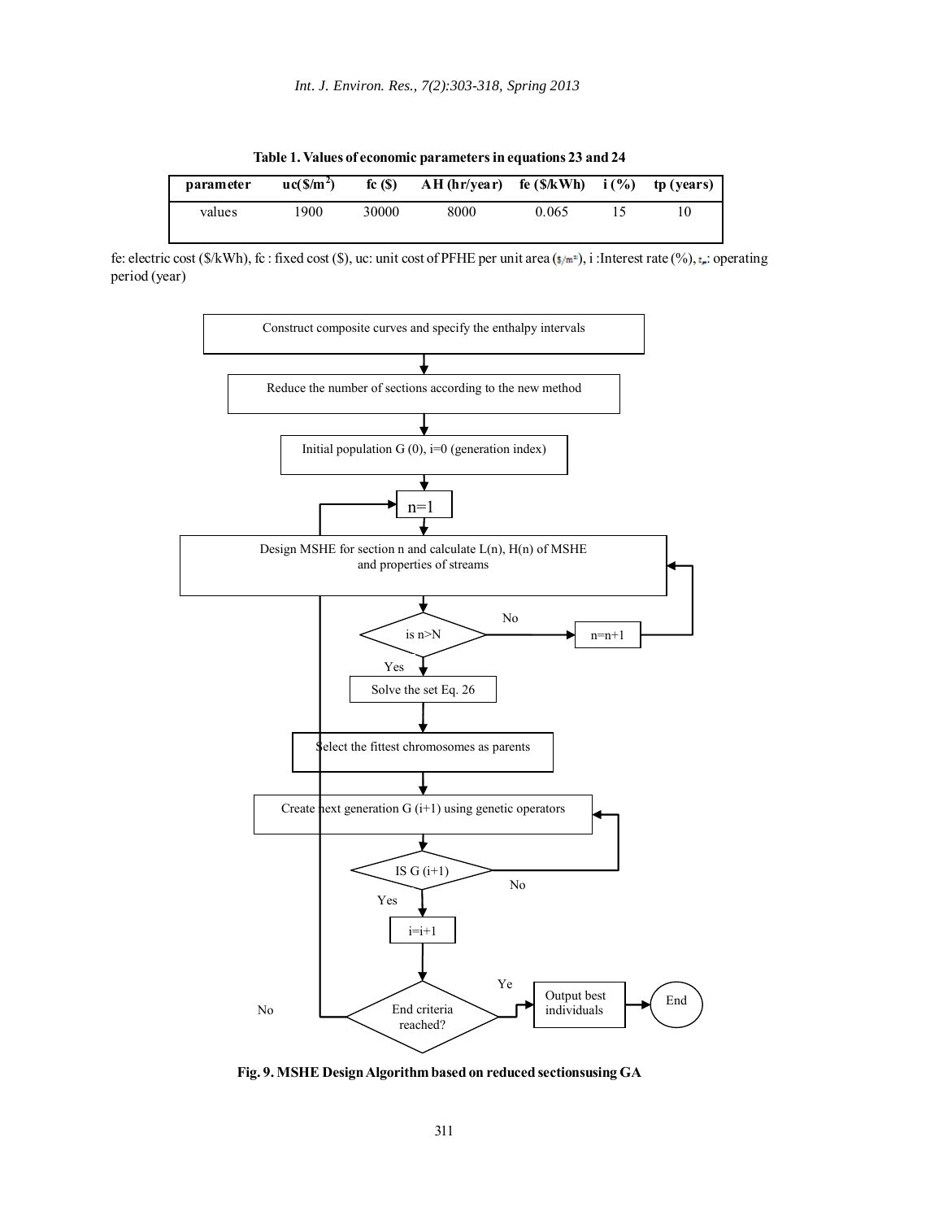**Table 1. Values of economic parameters in equations 23 and 24**

| parameter | uc($/m$^2$) | fc ($) | AH (hr/year) | fe ($/kWh) | i (%) | tp (years) |
|---|---|---|---|---|---|---|
| values | 1900 | 30000 | 8000 | 0.065 | 15 | 10 |

fe: electric cost ($/kWh), fc : fixed cost ($), uc: unit cost of PFHE per unit area ($/m$^2$), i :Interest rate (%), $t_p$: operating period (year)

Construct composite curves and specify the enthalpy intervals

Reduce the number of sections according to the new method

Initial population G (0), i=0 (generation index)

n=1

Design MSHE for section n and calculate L(n), H(n) of MSHE and properties of streams

is n>N

No

n=n+1

Yes

Solve the set Eq. 26

Select the fittest chromosomes as parents

Create next generation G (i+1) using genetic operators

IS G (i+1)

No

Yes

i=i+1

End criteria reached?

No

Ye

Output best individuals

End

**Fig. 9. MSHE Design Algorithm based on reduced sectionsusing GA**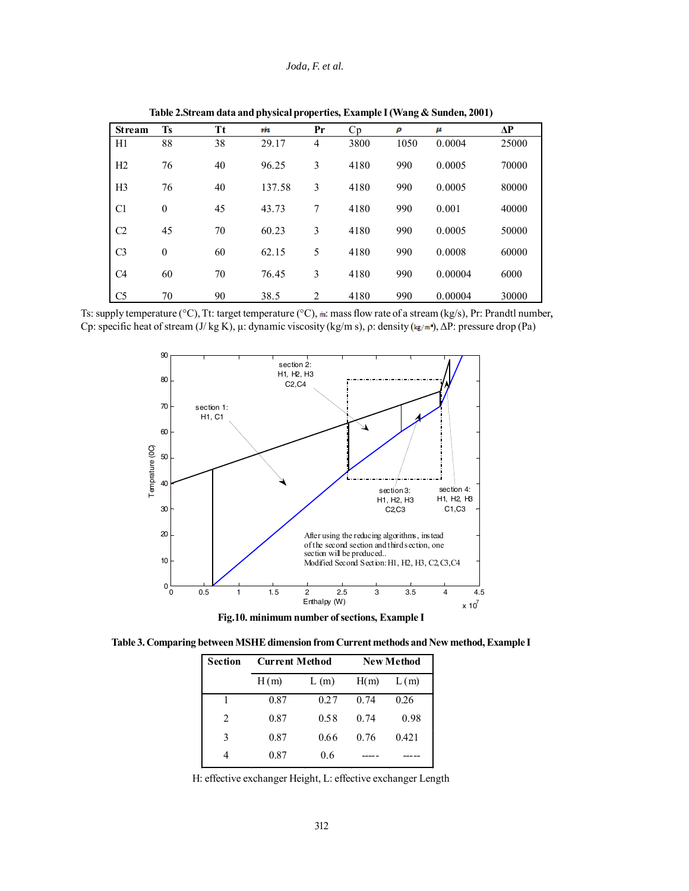**Table 2.Stream data and physical properties, Example I (Wang & Sunden, 2001)**

| Stream | Ts | Tt | $\dot{m}$ | Pr | Cp | $\rho$ | $\mu$ | ΔP |
|---|---|---|---|---|---|---|---|---|
| H1 | 88 | 38 | 29.17 | 4 | 3800 | 1050 | 0.0004 | 25000 |
| H2 | 76 | 40 | 96.25 | 3 | 4180 | 990 | 0.0005 | 70000 |
| H3 | 76 | 40 | 137.58 | 3 | 4180 | 990 | 0.0005 | 80000 |
| C1 | 0 | 45 | 43.73 | 7 | 4180 | 990 | 0.001 | 40000 |
| C2 | 45 | 70 | 60.23 | 3 | 4180 | 990 | 0.0005 | 50000 |
| C3 | 0 | 60 | 62.15 | 5 | 4180 | 990 | 0.0008 | 60000 |
| C4 | 60 | 70 | 76.45 | 3 | 4180 | 990 | 0.00004 | 6000 |
| C5 | 70 | 90 | 38.5 | 2 | 4180 | 990 | 0.00004 | 30000 |

Ts: supply temperature (°C), Tt: target temperature (°C), $\dot{m}$: mass flow rate of a stream (kg/s), Pr: Prandtl number, Cp: specific heat of stream (J/ kg K), μ: dynamic viscosity (kg/m s), ρ: density ($kg/m^3$), ΔP: pressure drop (Pa)

**Fig.10. minimum number of sections, Example I**

**Table 3. Comparing between MSHE dimension from Current methods and New method, Example I**

| Section | Current Method | | New Method | |
|---|---|---|---|---|
| | H (m) | L (m) | H(m) | L (m) |
| 1 | 0.87 | 0.27 | 0.74 | 0.26 |
| 2 | 0.87 | 0.58 | 0.74 | 0.98 |
| 3 | 0.87 | 0.66 | 0.76 | 0.421 |
| 4 | 0.87 | 0.6 | ----- | ----- |

H: effective exchanger Height, L: effective exchanger Length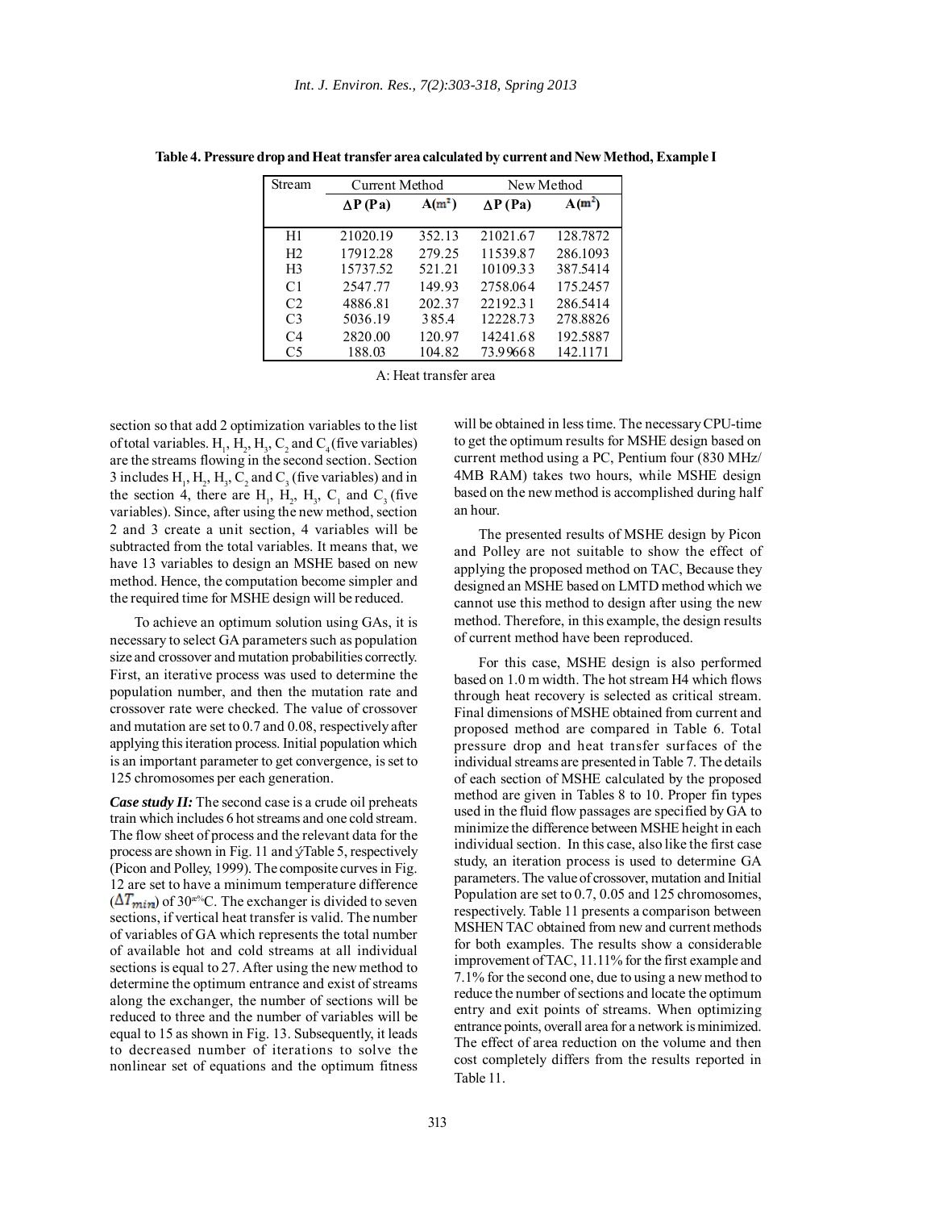**Table 4. Pressure drop and Heat transfer area calculated by current and New Method, Example I**

| Stream | Current Method | | New Method | |
|---|---|---|---|---|
| | ΔP (Pa) | A($m^2$) | ΔP (Pa) | A($m^2$) |
| H1 | 21020.19 | 352.13 | 21021.67 | 128.7872 |
| H2 | 17912.28 | 279.25 | 11539.87 | 286.1093 |
| H3 | 15737.52 | 521.21 | 10109.33 | 387.5414 |
| C1 | 2547.77 | 149.93 | 2758.064 | 175.2457 |
| C2 | 4886.81 | 202.37 | 22192.31 | 286.5414 |
| C3 | 5036.19 | 385.4 | 12228.73 | 278.8826 |
| C4 | 2820.00 | 120.97 | 14241.68 | 192.5887 |
| C5 | 188.03 | 104.82 | 73.99668 | 142.1171 |

A: Heat transfer area

section so that add 2 optimization variables to the list of total variables. $H_1$, $H_2$, $H_3$, $C_2$ and $C_4$ (five variables) are the streams flowing in the second section. Section 3 includes $H_1$, $H_2$, $H_3$, $C_2$ and $C_3$ (five variables) and in the section 4, there are $H_1$, $H_2$, $H_3$, $C_1$ and $C_3$ (five variables). Since, after using the new method, section 2 and 3 create a unit section, 4 variables will be subtracted from the total variables. It means that, we have 13 variables to design an MSHE based on new method. Hence, the computation become simpler and the required time for MSHE design will be reduced.

To achieve an optimum solution using GAs, it is necessary to select GA parameters such as population size and crossover and mutation probabilities correctly. First, an iterative process was used to determine the population number, and then the mutation rate and crossover rate were checked. The value of crossover and mutation are set to 0.7 and 0.08, respectively after applying this iteration process. Initial population which is an important parameter to get convergence, is set to 125 chromosomes per each generation.

***Case study II:*** The second case is a crude oil preheats train which includes 6 hot streams and one cold stream. The flow sheet of process and the relevant data for the process are shown in Fig. 11 and Table 5, respectively (Picon and Polley, 1999). The composite curves in Fig. 12 are set to have a minimum temperature difference ($\Delta T_{min}$) of 30°C. The exchanger is divided to seven sections, if vertical heat transfer is valid. The number of variables of GA which represents the total number of available hot and cold streams at all individual sections is equal to 27. After using the new method to determine the optimum entrance and exist of streams along the exchanger, the number of sections will be reduced to three and the number of variables will be equal to 15 as shown in Fig. 13. Subsequently, it leads to decreased number of iterations to solve the nonlinear set of equations and the optimum fitness will be obtained in less time. The necessary CPU-time to get the optimum results for MSHE design based on current method using a PC, Pentium four (830 MHz/4MB RAM) takes two hours, while MSHE design based on the new method is accomplished during half an hour.

The presented results of MSHE design by Picon and Polley are not suitable to show the effect of applying the proposed method on TAC, Because they designed an MSHE based on LMTD method which we cannot use this method to design after using the new method. Therefore, in this example, the design results of current method have been reproduced.

For this case, MSHE design is also performed based on 1.0 m width. The hot stream H4 which flows through heat recovery is selected as critical stream. Final dimensions of MSHE obtained from current and proposed method are compared in Table 6. Total pressure drop and heat transfer surfaces of the individual streams are presented in Table 7. The details of each section of MSHE calculated by the proposed method are given in Tables 8 to 10. Proper fin types used in the fluid flow passages are specified by GA to minimize the difference between MSHE height in each individual section. In this case, also like the first case study, an iteration process is used to determine GA parameters. The value of crossover, mutation and Initial Population are set to 0.7, 0.05 and 125 chromosomes, respectively. Table 11 presents a comparison between MSHEN TAC obtained from new and current methods for both examples. The results show a considerable improvement of TAC, 11.11% for the first example and 7.1% for the second one, due to using a new method to reduce the number of sections and locate the optimum entry and exit points of streams. When optimizing entrance points, overall area for a network is minimized. The effect of area reduction on the volume and then cost completely differs from the results reported in Table 11.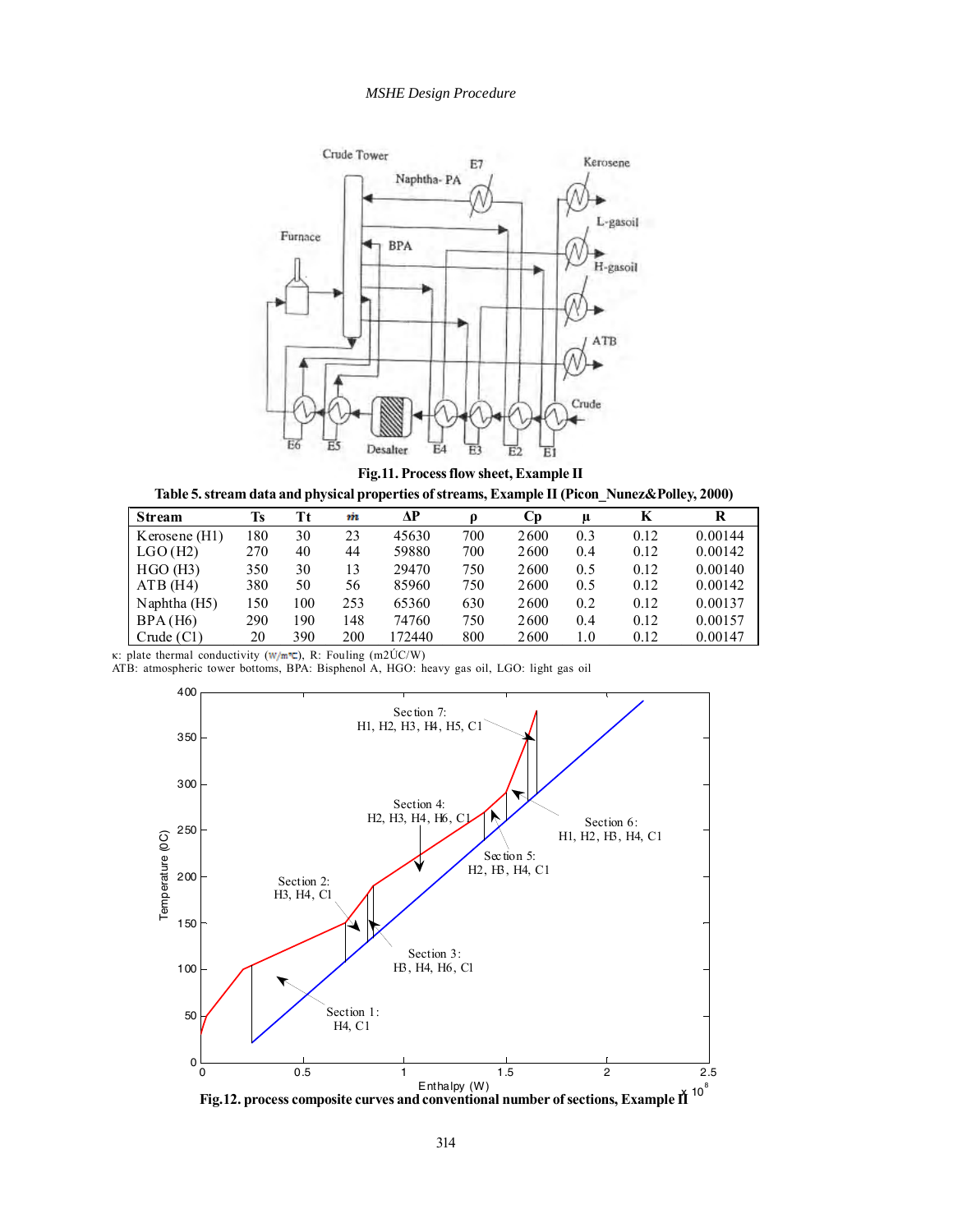Fig.11. Process flow sheet, Example II

Table 5. stream data and physical properties of streams, Example II (Picon_Nunez&Polley, 2000)

| Stream | Ts | Tt | $\dot{m}$ | ΔP | ρ | Cp | μ | K | R |
|---|---|---|---|---|---|---|---|---|---|
| Kerosene (H1) | 180 | 30 | 23 | 45630 | 700 | 2600 | 0.3 | 0.12 | 0.00144 |
| LGO (H2) | 270 | 40 | 44 | 59880 | 700 | 2600 | 0.4 | 0.12 | 0.00142 |
| HGO (H3) | 350 | 30 | 13 | 29470 | 750 | 2600 | 0.5 | 0.12 | 0.00140 |
| ATB (H4) | 380 | 50 | 56 | 85960 | 750 | 2600 | 0.5 | 0.12 | 0.00142 |
| Naphtha (H5) | 150 | 100 | 253 | 65360 | 630 | 2600 | 0.2 | 0.12 | 0.00137 |
| BPA (H6) | 290 | 190 | 148 | 74760 | 750 | 2600 | 0.4 | 0.12 | 0.00157 |
| Crude (C1) | 20 | 390 | 200 | 172440 | 800 | 2600 | 1.0 | 0.12 | 0.00147 |

κ: plate thermal conductivity (W/m°C), R: Fouling (m2ÚC/W)
ATB: atmospheric tower bottoms, BPA: Bisphenol A, HGO: heavy gas oil, LGO: light gas oil

Fig.12. process composite curves and conventional number of sections, Example II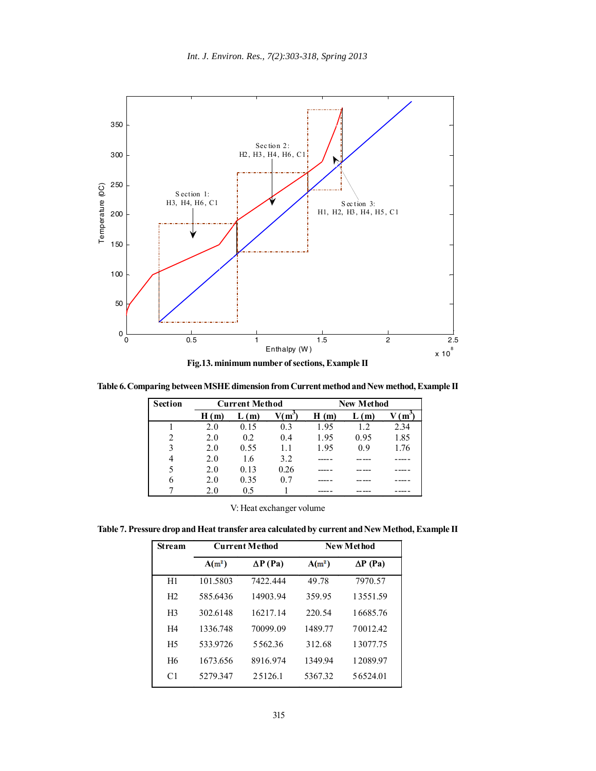**Fig.13. minimum number of sections, Example II**

**Table 6. Comparing between MSHE dimension from Current method and New method, Example II**

| Section | Current Method | | | New Method | | |
|---|---|---|---|---|---|---|
| | H (m) | L (m) | V($m^3$) | H (m) | L (m) | V ($m^3$) |
| 1 | 2.0 | 0.15 | 0.3 | 1.95 | 1.2 | 2.34 |
| 2 | 2.0 | 0.2 | 0.4 | 1.95 | 0.95 | 1.85 |
| 3 | 2.0 | 0.55 | 1.1 | 1.95 | 0.9 | 1.76 |
| 4 | 2.0 | 1.6 | 3.2 | ----- | ----- | ----- |
| 5 | 2.0 | 0.13 | 0.26 | ----- | ----- | ----- |
| 6 | 2.0 | 0.35 | 0.7 | ----- | ----- | ----- |
| 7 | 2.0 | 0.5 | 1 | ----- | ----- | ----- |

V: Heat exchanger volume

**Table 7. Pressure drop and Heat transfer area calculated by current and New Method, Example II**

| Stream | Current Method | | New Method | |
|---|---|---|---|---|
| | A($m^2$) | ΔP (Pa) | A($m^2$) | ΔP (Pa) |
| H1 | 101.5803 | 7422.444 | 49.78 | 7970.57 |
| H2 | 585.6436 | 14903.94 | 359.95 | 13551.59 |
| H3 | 302.6148 | 16217.14 | 220.54 | 16685.76 |
| H4 | 1336.748 | 70099.09 | 1489.77 | 70012.42 |
| H5 | 533.9726 | 5562.36 | 312.68 | 13077.75 |
| H6 | 1673.656 | 8916.974 | 1349.94 | 12089.97 |
| C1 | 5279.347 | 25126.1 | 5367.32 | 56524.01 |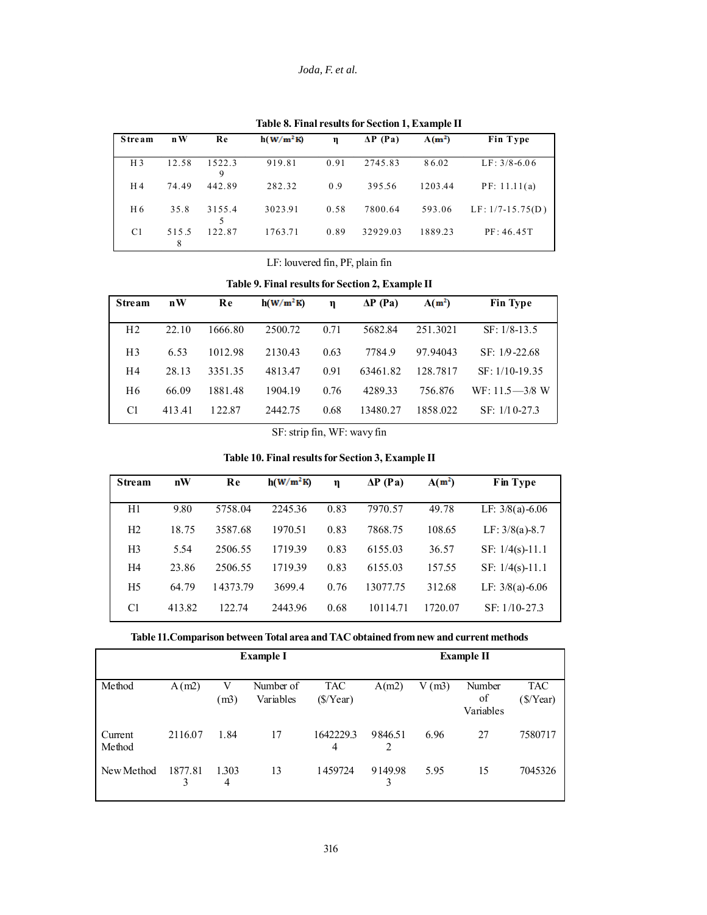**Table 8. Final results for Section 1, Example II**

| Stream | nW | Re | h($W/m^2K$) | η | ΔP (Pa) | A($m^2$) | Fin Type |
|---|---|---|---|---|---|---|---|
| H3 | 12.58 | 1522.39 | 919.81 | 0.91 | 2745.83 | 86.02 | LF: 3/8-6.06 |
| H4 | 74.49 | 442.89 | 282.32 | 0.9 | 395.56 | 1203.44 | PF: 11.11(a) |
| H6 | 35.8 | 3155.45 | 3023.91 | 0.58 | 7800.64 | 593.06 | LF: 1/7-15.75(D) |
| C1 | 515.58 | 122.87 | 1763.71 | 0.89 | 32929.03 | 1889.23 | PF: 46.45T |

LF: louvered fin, PF, plain fin

**Table 9. Final results for Section 2, Example II**

| Stream | nW | Re | h($W/m^2K$) | η | ΔP (Pa) | A($m^2$) | Fin Type |
|---|---|---|---|---|---|---|---|
| H2 | 22.10 | 1666.80 | 2500.72 | 0.71 | 5682.84 | 251.3021 | SF: 1/8-13.5 |
| H3 | 6.53 | 1012.98 | 2130.43 | 0.63 | 7784.9 | 97.94043 | SF: 1/9-22.68 |
| H4 | 28.13 | 3351.35 | 4813.47 | 0.91 | 63461.82 | 128.7817 | SF: 1/10-19.35 |
| H6 | 66.09 | 1881.48 | 1904.19 | 0.76 | 4289.33 | 756.876 | WF: 11.5—3/8 W |
| C1 | 413.41 | 122.87 | 2442.75 | 0.68 | 13480.27 | 1858.022 | SF: 1/10-27.3 |

SF: strip fin, WF: wavy fin

**Table 10. Final results for Section 3, Example II**

| Stream | nW | Re | h($W/m^2K$) | η | ΔP (Pa) | A($m^2$) | Fin Type |
|---|---|---|---|---|---|---|---|
| H1 | 9.80 | 5758.04 | 2245.36 | 0.83 | 7970.57 | 49.78 | LF: 3/8(a)-6.06 |
| H2 | 18.75 | 3587.68 | 1970.51 | 0.83 | 7868.75 | 108.65 | LF: 3/8(a)-8.7 |
| H3 | 5.54 | 2506.55 | 1719.39 | 0.83 | 6155.03 | 36.57 | SF: 1/4(s)-11.1 |
| H4 | 23.86 | 2506.55 | 1719.39 | 0.83 | 6155.03 | 157.55 | SF: 1/4(s)-11.1 |
| H5 | 64.79 | 14373.79 | 3699.4 | 0.76 | 13077.75 | 312.68 | LF: 3/8(a)-6.06 |
| C1 | 413.82 | 122.74 | 2443.96 | 0.68 | 10114.71 | 1720.07 | SF: 1/10-27.3 |

**Table 11. Comparison between Total area and TAC obtained from new and current methods**

| | Example I | | | | Example II | | | |
|---|---|---|---|---|---|---|---|---|
| Method | A (m2) | V (m3) | Number of Variables | TAC ($/Year) | A(m2) | V (m3) | Number of Variables | TAC ($/Year) |
| Current Method | 2116.07 | 1.84 | 17 | 1642229.34 | 9846.512 | 6.96 | 27 | 7580717 |
| New Method | 1877.813 | 1.3034 | 13 | 1459724 | 9149.983 | 5.95 | 15 | 7045326 |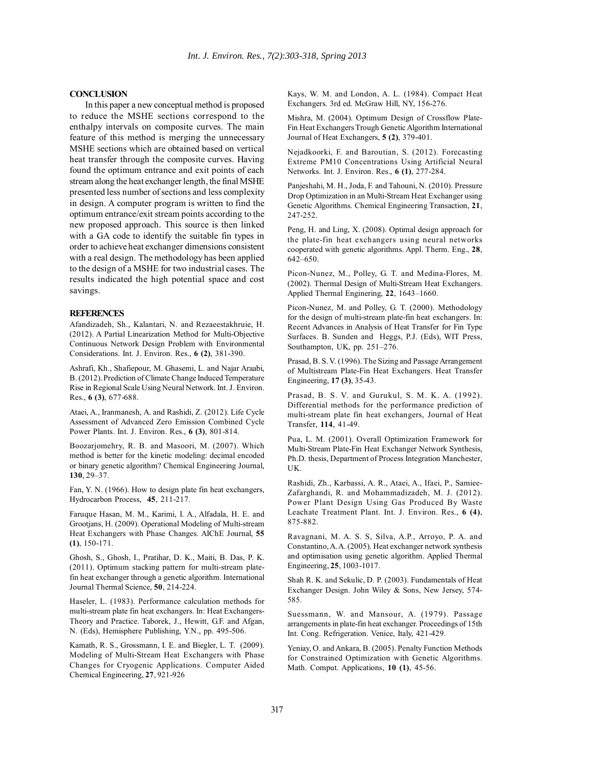## CONCLUSION

In this paper a new conceptual method is proposed to reduce the MSHE sections correspond to the enthalpy intervals on composite curves. The main feature of this method is merging the unnecessary MSHE sections which are obtained based on vertical heat transfer through the composite curves. Having found the optimum entrance and exit points of each stream along the heat exchanger length, the final MSHE presented less number of sections and less complexity in design. A computer program is written to find the optimum entrance/exit stream points according to the new proposed approach. This source is then linked with a GA code to identify the suitable fin types in order to achieve heat exchanger dimensions consistent with a real design. The methodology has been applied to the design of a MSHE for two industrial cases. The results indicated the high potential space and cost savings.

## REFERENCES

Afandizadeh, Sh., Kalantari, N. and Rezaeestakhruie, H. (2012). A Partial Linearization Method for Multi-Objective Continuous Network Design Problem with Environmental Considerations. Int. J. Environ. Res., **6 (2)**, 381-390.

Ashrafi, Kh., Shafiepour, M. Ghasemi, L. and Najar Araabi, B. (2012). Prediction of Climate Change Induced Temperature Rise in Regional Scale Using Neural Network. Int. J. Environ. Res., **6 (3)**, 677-688.

Ataei, A., Iranmanesh, A. and Rashidi, Z. (2012). Life Cycle Assessment of Advanced Zero Emission Combined Cycle Power Plants. Int. J. Environ. Res., **6 (3)**, 801-814.

Boozarjomehry, R. B. and Masoori, M. (2007). Which method is better for the kinetic modeling: decimal encoded or binary genetic algorithm? Chemical Engineering Journal, **130**, 29–37.

Fan, Y. N. (1966). How to design plate fin heat exchangers, Hydrocarbon Process, **45**, 211-217.

Faruque Hasan, M. M., Karimi, I. A., Alfadala, H. E. and Grootjans, H. (2009). Operational Modeling of Multi-stream Heat Exchangers with Phase Changes. AIChE Journal, **55 (1)**, 150-171.

Ghosh, S., Ghosh, I., Pratihar, D. K., Maiti, B. Das, P. K. (2011). Optimum stacking pattern for multi-stream plate-fin heat exchanger through a genetic algorithm. International Journal Thermal Science, **50**, 214-224.

Haseler, L. (1983). Performance calculation methods for multi-stream plate fin heat exchangers. In: Heat Exchangers-Theory and Practice. Taborek, J., Hewitt, G.F. and Afgan, N. (Eds), Hemisphere Publishing, Y.N., pp. 495-506.

Kamath, R. S., Grossmann, I. E. and Biegler, L. T. (2009). Modeling of Multi-Stream Heat Exchangers with Phase Changes for Cryogenic Applications. Computer Aided Chemical Engineering, **27**, 921-926

Kays, W. M. and London, A. L. (1984). Compact Heat Exchangers. 3rd ed. McGraw Hill, NY, 156-276.

Mishra, M. (2004). Optimum Design of Crossflow Plate-Fin Heat Exchangers Trough Genetic Algorithm International Journal of Heat Exchangers, **5 (2)**, 379-401.

Nejadkoorki, F. and Baroutian, S. (2012). Forecasting Extreme PM10 Concentrations Using Artificial Neural Networks. Int. J. Environ. Res., **6 (1)**, 277-284.

Panjeshahi, M. H., Joda, F. and Tahouni, N. (2010). Pressure Drop Optimization in an Multi-Stream Heat Exchanger using Genetic Algorithms. Chemical Engineering Transaction, **21**, 247-252.

Peng, H. and Ling, X. (2008). Optimal design approach for the plate-fin heat exchangers using neural networks cooperated with genetic algorithms. Appl. Therm. Eng., **28**, 642–650.

Picon-Nunez, M., Polley, G. T. and Medina-Flores, M. (2002). Thermal Design of Multi-Stream Heat Exchangers. Applied Thermal Enginering, **22**, 1643–1660.

Picon-Nunez, M. and Polley, G. T. (2000). Methodology for the design of multi-stream plate-fin heat exchangers. In: Recent Advances in Analysis of Heat Transfer for Fin Type Surfaces. B. Sunden and Heggs, P.J. (Eds), WIT Press, Southampton, UK, pp. 251–276.

Prasad, B. S. V. (1996). The Sizing and Passage Arrangement of Multistream Plate-Fin Heat Exchangers. Heat Transfer Engineering, **17 (3)**, 35-43.

Prasad, B. S. V. and Gurukul, S. M. K. A. (1992). Differential methods for the performance prediction of multi-stream plate fin heat exchangers, Journal of Heat Transfer, **114**, 41-49.

Pua, L. M. (2001). Overall Optimization Framework for Multi-Stream Plate-Fin Heat Exchanger Network Synthesis, Ph.D. thesis, Department of Process Integration Manchester, UK.

Rashidi, Zh., Karbassi, A. R., Ataei, A., Ifaei, P., Samiee-Zafarghandi, R. and Mohammadizadeh, M. J. (2012). Power Plant Design Using Gas Produced By Waste Leachate Treatment Plant. Int. J. Environ. Res., **6 (4)**, 875-882.

Ravagnani, M. A. S. S, Silva, A.P., Arroyo, P. A. and Constantino, A. A. (2005). Heat exchanger network synthesis and optimisation using genetic algorithm. Applied Thermal Engineering, **25**, 1003-1017.

Shah R. K. and Sekulic, D. P. (2003). Fundamentals of Heat Exchanger Design. John Wiley & Sons, New Jersey, 574-585.

Suessmann, W. and Mansour, A. (1979). Passage arrangements in plate-fin heat exchanger. Proceedings of 15th Int. Cong. Refrigeration. Venice, Italy, 421-429.

Yeniay, O. and Ankara, B. (2005). Penalty Function Methods for Constrained Optimization with Genetic Algorithms. Math. Comput. Applications, **10 (1)**, 45-56.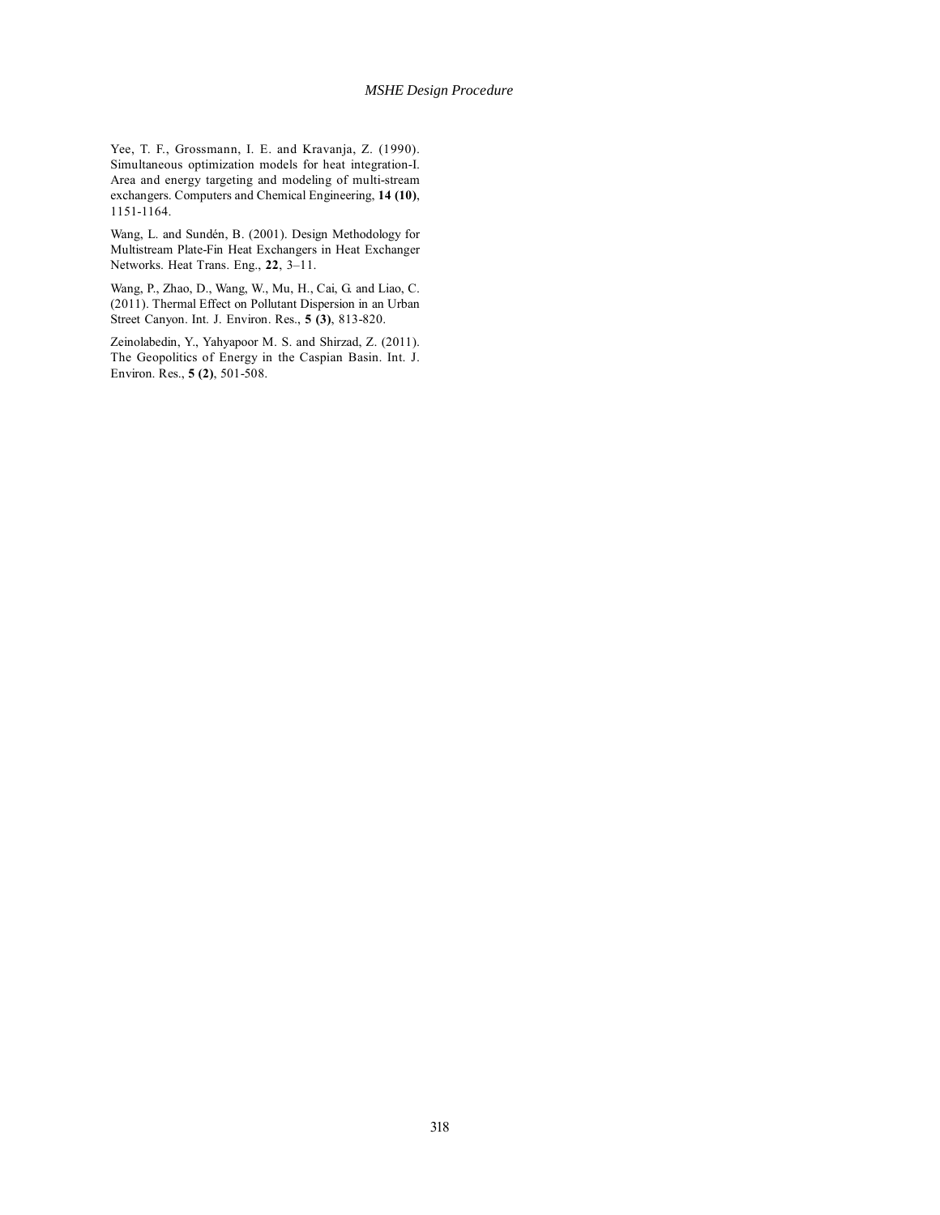Yee, T. F., Grossmann, I. E. and Kravanja, Z. (1990). Simultaneous optimization models for heat integration-I. Area and energy targeting and modeling of multi-stream exchangers. Computers and Chemical Engineering, **14 (10)**, 1151-1164.

Wang, L. and Sundén, B. (2001). Design Methodology for Multistream Plate-Fin Heat Exchangers in Heat Exchanger Networks. Heat Trans. Eng., **22**, 3–11.

Wang, P., Zhao, D., Wang, W., Mu, H., Cai, G. and Liao, C. (2011). Thermal Effect on Pollutant Dispersion in an Urban Street Canyon. Int. J. Environ. Res., **5 (3)**, 813-820.

Zeinolabedin, Y., Yahyapoor M. S. and Shirzad, Z. (2011). The Geopolitics of Energy in the Caspian Basin. Int. J. Environ. Res., **5 (2)**, 501-508.